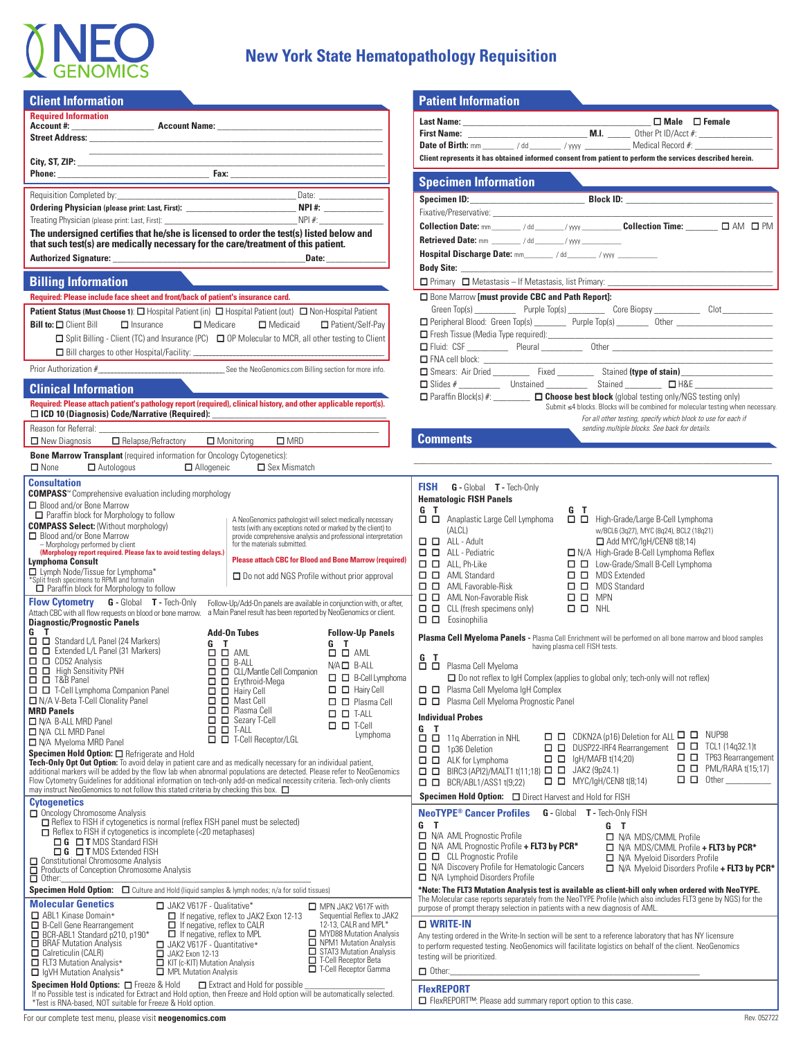# New York State Hematopathology Requisition

NEO GENOMICS

## Client Information

**Required Information**

**Account #:** ____________ **Account Name:** ____________

**Street Address:** ____________

**City, ST, ZIP:** ____________

**Phone:** ____________ **Fax:** ____________

Requisition Completed by: ____________ Date: ____________

**Ordering Physician** (please print: Last, First): ____________ **NPI #:** ____________

Treating Physician (please print: Last, First): ____________ NPI #: ____________

**The undersigned certifies that he/she is licensed to order the test(s) listed below and that such test(s) are medically necessary for the care/treatment of this patient.**

**Authorized Signature:** ____________ **Date:** ____________

## Billing Information

**Required: Please include face sheet and front/back of patient's insurance card.**

**Patient Status (Must Choose 1):** ☐ Hospital Patient (in) ☐ Hospital Patient (out) ☐ Non-Hospital Patient

**Bill to:** ☐ Client Bill ☐ Insurance ☐ Medicare ☐ Medicaid ☐ Patient/Self-Pay

☐ Split Billing - Client (TC) and Insurance (PC) ☐ OP Molecular to MCR, all other testing to Client

☐ Bill charges to other Hospital/Facility: ____________

Prior Authorization # ____________ See the NeoGenomics.com Billing section for more info.

## Clinical Information

**Required: Please attach patient's pathology report (required), clinical history, and other applicable report(s).**

☐ **ICD 10 (Diagnosis) Code/Narrative (Required):** ____________

Reason for Referral: ____________

☐ New Diagnosis ☐ Relapse/Refractory ☐ Monitoring ☐ MRD

**Bone Marrow Transplant** (required information for Oncology Cytogenetics):

☐ None ☐ Autologous ☐ Allogeneic ☐ Sex Mismatch

## Patient Information

**Last Name:** ____________ ☐ **Male** ☐ **Female**

**First Name:** ____________ **M.I.** ____ Other Pt ID/Acct #: ____________

**Date of Birth:** mm ____ / dd ____ / yyyy ____ Medical Record #: ____________

**Client represents it has obtained informed consent from patient to perform the services described herein.**

## Specimen Information

**Specimen ID:** ____________ **Block ID:** ____________

Fixative/Preservative: ____________

**Collection Date:** mm ____ / dd ____ / yyyy ____ **Collection Time:** ____ ☐ AM ☐ PM

**Retrieved Date:** mm ____ / dd ____ / yyyy ____

**Hospital Discharge Date:** mm ____ / dd ____ / yyyy ____

**Body Site:** ____________

☐ Primary ☐ Metastasis – If Metastasis, list Primary: ____________

☐ Bone Marrow **[must provide CBC and Path Report]:**

Green Top(s) ____ Purple Top(s) ____ Core Biopsy ____ Clot ____

☐ Peripheral Blood: Green Top(s) ____ Purple Top(s) ____ Other ____

☐ Fresh Tissue (Media Type required): ____________

☐ Fluid: CSF ____ Pleural ____ Other ____

☐ FNA cell block: ____________

☐ Smears: Air Dried ____ Fixed ____ Stained **(type of stain)** ____

☐ Slides # ____ Unstained ____ Stained ____ ☐ H&E ____

☐ Paraffin Block(s) #: ____ ☐ **Choose best block** (global testing only/NGS testing only)

Submit ≤4 blocks. Blocks will be combined for molecular testing when necessary.

*For all other testing, specify which block to use for each if sending multiple blocks. See back for details.*

## Comments

____________

## Consultation

**COMPASS**℠ Comprehensive evaluation including morphology

☐ Blood and/or Bone Marrow

☐ Paraffin block for Morphology to follow

**COMPASS Select:** (Without morphology)

☐ Blood and/or Bone Marrow

– Morphology performed by client

**(Morphology report required. Please fax to avoid testing delays.)**

**Lymphoma Consult**

☐ Lymph Node/Tissue for Lymphoma*

*Split fresh specimens to RPMI and formalin

☐ Paraffin block for Morphology to follow

A NeoGenomics pathologist will select medically necessary tests (with any exceptions noted or marked by the client) to provide comprehensive analysis and professional interpretation for the materials submitted.

**Please attach CBC for Blood and Bone Marrow (required)**

☐ Do not add NGS Profile without prior approval

## Flow Cytometry

**G** - Global **T** - Tech-Only

Attach CBC with all flow requests on blood or bone marrow.

Follow-Up/Add-On panels are available in conjunction with, or after, a Main Panel result has been reported by NeoGenomics or client.

**Diagnostic/Prognostic Panels**

G T

- ☐ ☐ Standard L/L Panel (24 Markers)
- ☐ ☐ Extended L/L Panel (31 Markers)
- ☐ ☐ CD52 Analysis
- ☐ ☐ High Sensitivity PNH
- ☐ ☐ T&B Panel
- ☐ ☐ T-Cell Lymphoma Companion Panel
- ☐ N/A V-Beta T-Cell Clonality Panel

**MRD Panels**

- ☐ N/A B-ALL MRD Panel
- ☐ N/A CLL MRD Panel
- ☐ N/A Myeloma MRD Panel

**Add-On Tubes**

G T

- ☐ ☐ AML
- ☐ ☐ B-ALL
- ☐ ☐ CLL/Mantle Cell Companion
- ☐ ☐ Erythroid-Mega
- ☐ ☐ Hairy Cell
- ☐ ☐ Mast Cell
- ☐ ☐ Plasma Cell
- ☐ ☐ Sezary T-Cell
- ☐ ☐ T-ALL
- ☐ ☐ T-Cell Receptor/LGL

**Follow-Up Panels**

G T

- ☐ ☐ AML
- N/A ☐ B-ALL
- ☐ ☐ B-Cell Lymphoma
- ☐ ☐ Hairy Cell
- ☐ ☐ Plasma Cell
- ☐ ☐ T-ALL
- ☐ ☐ T-Cell Lymphoma

**Specimen Hold Option:** ☐ Refrigerate and Hold

**Tech-Only Opt Out Option:** To avoid delay in patient care and as medically necessary for an individual patient, additional markers will be added by the flow lab when abnormal populations are detected. Please refer to NeoGenomics Flow Cytometry Guidelines for additional information on tech-only add-on medical necessity criteria. Tech-only clients may instruct NeoGenomics to not follow this stated criteria by checking this box. ☐

## Cytogenetics

☐ Oncology Chromosome Analysis

☐ Reflex to FISH if cytogenetics is normal (reflex FISH panel must be selected)

☐ Reflex to FISH if cytogenetics is incomplete (<20 metaphases)

☐ **G** ☐ **T** MDS Standard FISH

☐ **G** ☐ **T** MDS Extended FISH

☐ Constitutional Chromosome Analysis

☐ Products of Conception Chromosome Analysis

☐ Other: ____________

**Specimen Hold Option:** ☐ Culture and Hold (liquid samples & lymph nodes; n/a for solid tissues)

## Molecular Genetics

- ☐ ABL1 Kinase Domain*
- ☐ B-Cell Gene Rearrangement
- ☐ BCR-ABL1 Standard p210, p190*
- ☐ BRAF Mutation Analysis
- ☐ Calreticulin (CALR)
- ☐ FLT3 Mutation Analysis*
- ☐ IgVH Mutation Analysis*
- ☐ JAK2 V617F - Qualitative*
  - ☐ If negative, reflex to JAK2 Exon 12-13
  - ☐ If negative, reflex to CALR
  - ☐ If negative, reflex to MPL
- ☐ JAK2 V617F - Quantitative*
- ☐ JAK2 Exon 12-13
- ☐ KIT (c-KIT) Mutation Analysis
- ☐ MPL Mutation Analysis
- ☐ MPN JAK2 V617F with Sequential Reflex to JAK2 12-13, CALR and MPL*
- ☐ MYD88 Mutation Analysis
- ☐ NPM1 Mutation Analysis
- ☐ STAT3 Mutation Analysis
- ☐ T-Cell Receptor Beta
- ☐ T-Cell Receptor Gamma

**Specimen Hold Options:** ☐ Freeze & Hold ☐ Extract and Hold for possible

If no Possible test is indicated for Extract and Hold option, then Freeze and Hold option will be automatically selected.

*Test is RNA-based, NOT suitable for Freeze & Hold option.

## FISH

**G** - Global **T** - Tech-Only

**Hematologic FISH Panels**

G T

- ☐ ☐ Anaplastic Large Cell Lymphoma (ALCL)
- ☐ ☐ ALL - Adult
- ☐ ☐ ALL - Pediatric
- ☐ ☐ ALL, Ph-Like
- ☐ ☐ AML Standard
- ☐ ☐ AML Favorable-Risk
- ☐ ☐ AML Non-Favorable Risk
- ☐ ☐ CLL (fresh specimens only)
- ☐ ☐ Eosinophilia

G T

- ☐ ☐ High-Grade/Large B-Cell Lymphoma w/BCL6 (3q27), MYC (8q24), BCL2 (18q21)
  - ☐ Add MYC/IgH/CEN8 t(8;14)
- ☐ N/A High-Grade B-Cell Lymphoma Reflex
- ☐ ☐ Low-Grade/Small B-Cell Lymphoma
- ☐ ☐ MDS Extended
- ☐ ☐ MDS Standard
- ☐ ☐ MPN
- ☐ ☐ NHL

**Plasma Cell Myeloma Panels -** Plasma Cell Enrichment will be performed on all bone marrow and blood samples having plasma cell FISH tests.

G T

- ☐ ☐ Plasma Cell Myeloma
  - ☐ Do not reflex to IgH Complex (applies to global only; tech-only will not reflex)
- ☐ ☐ Plasma Cell Myeloma IgH Complex
- ☐ ☐ Plasma Cell Myeloma Prognostic Panel

**Individual Probes**

G T

- ☐ ☐ 11q Aberration in NHL
- ☐ ☐ 1p36 Deletion
- ☐ ☐ ALK for Lymphoma
- ☐ ☐ BIRC3 (API2)/MALT1 t(11;18)
- ☐ ☐ BCR/ABL1/ASS1 t(9;22)
- ☐ ☐ CDKN2A (p16) Deletion for ALL
- ☐ ☐ DUSP22-IRF4 Rearrangement
- ☐ ☐ IgH/MAFB t(14;20)
- ☐ ☐ JAK2 (9p24.1)
- ☐ ☐ MYC/IgH/CEN8 t(8;14)
- ☐ ☐ NUP98
- ☐ ☐ TCL1 (14q32.1)t
- ☐ ☐ TP63 Rearrangement
- ☐ ☐ PML/RARA t(15;17)
- ☐ ☐ Other ____________

**Specimen Hold Option:** ☐ Direct Harvest and Hold for FISH

## NeoTYPE® Cancer Profiles

**G** - Global **T** - Tech-Only FISH

G T

- ☐ N/A AML Prognostic Profile
- ☐ N/A AML Prognostic Profile **+ FLT3 by PCR***
- ☐ ☐ CLL Prognostic Profile
- ☐ N/A Discovery Profile for Hematologic Cancers
- ☐ N/A Lymphoid Disorders Profile

G T

- ☐ N/A MDS/CMML Profile
- ☐ N/A MDS/CMML Profile **+ FLT3 by PCR***
- ☐ N/A Myeloid Disorders Profile
- ☐ N/A Myeloid Disorders Profile **+ FLT3 by PCR***

***Note: The FLT3 Mutation Analysis test is available as client-bill only when ordered with NeoTYPE.** The Molecular case reports separately from the NeoTYPE Profile (which also includes FLT3 gene by NGS) for the purpose of prompt therapy selection in patients with a new diagnosis of AML.

## ☐ WRITE-IN

Any testing ordered in the Write-In section will be sent to a reference laboratory that has NY licensure to perform requested testing. NeoGenomics will facilitate logistics on behalf of the client. NeoGenomics testing will be prioritized.

☐ Other: ____________

## FlexREPORT

☐ FlexREPORT™: Please add summary report option to this case.

For our complete test menu, please visit **neogenomics.com**

Rev. 052722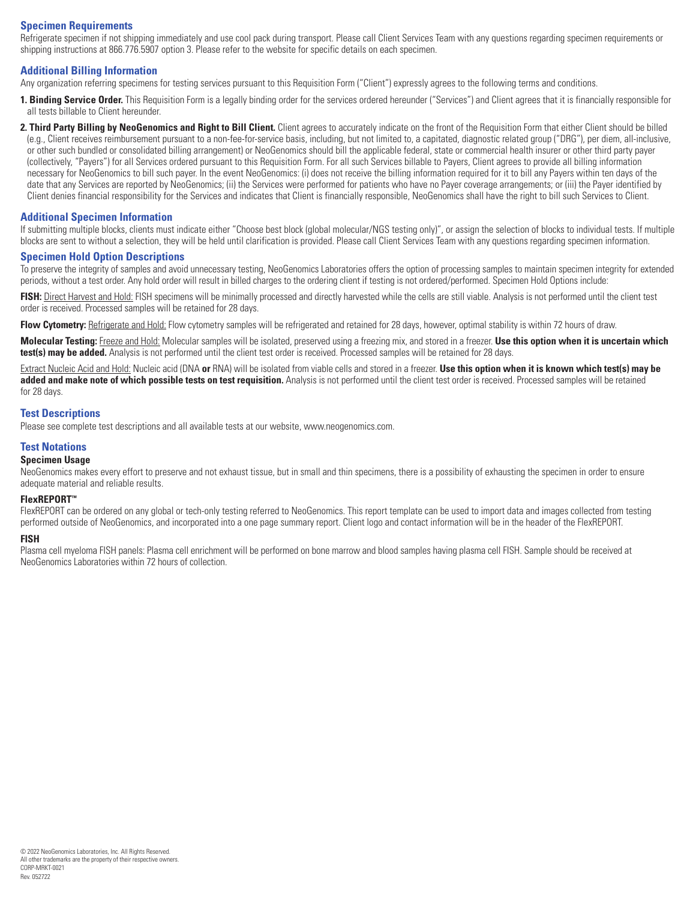## Specimen Requirements

Refrigerate specimen if not shipping immediately and use cool pack during transport. Please call Client Services Team with any questions regarding specimen requirements or shipping instructions at 866.776.5907 option 3. Please refer to the website for specific details on each specimen.

## Additional Billing Information

Any organization referring specimens for testing services pursuant to this Requisition Form ("Client") expressly agrees to the following terms and conditions.

1. **Binding Service Order.** This Requisition Form is a legally binding order for the services ordered hereunder ("Services") and Client agrees that it is financially responsible for all tests billable to Client hereunder.
2. **Third Party Billing by NeoGenomics and Right to Bill Client.** Client agrees to accurately indicate on the front of the Requisition Form that either Client should be billed (e.g., Client receives reimbursement pursuant to a non-fee-for-service basis, including, but not limited to, a capitated, diagnostic related group ("DRG"), per diem, all-inclusive, or other such bundled or consolidated billing arrangement) or NeoGenomics should bill the applicable federal, state or commercial health insurer or other third party payer (collectively, "Payers") for all Services ordered pursuant to this Requisition Form. For all such Services billable to Payers, Client agrees to provide all billing information necessary for NeoGenomics to bill such payer. In the event NeoGenomics: (i) does not receive the billing information required for it to bill any Payers within ten days of the date that any Services are reported by NeoGenomics; (ii) the Services were performed for patients who have no Payer coverage arrangements; or (iii) the Payer identified by Client denies financial responsibility for the Services and indicates that Client is financially responsible, NeoGenomics shall have the right to bill such Services to Client.

## Additional Specimen Information

If submitting multiple blocks, clients must indicate either "Choose best block (global molecular/NGS testing only)", or assign the selection of blocks to individual tests. If multiple blocks are sent to without a selection, they will be held until clarification is provided. Please call Client Services Team with any questions regarding specimen information.

## Specimen Hold Option Descriptions

To preserve the integrity of samples and avoid unnecessary testing, NeoGenomics Laboratories offers the option of processing samples to maintain specimen integrity for extended periods, without a test order. Any hold order will result in billed charges to the ordering client if testing is not ordered/performed. Specimen Hold Options include:

**FISH:** Direct Harvest and Hold: FISH specimens will be minimally processed and directly harvested while the cells are still viable. Analysis is not performed until the client test order is received. Processed samples will be retained for 28 days.

**Flow Cytometry:** Refrigerate and Hold: Flow cytometry samples will be refrigerated and retained for 28 days, however, optimal stability is within 72 hours of draw.

**Molecular Testing:** Freeze and Hold: Molecular samples will be isolated, preserved using a freezing mix, and stored in a freezer. **Use this option when it is uncertain which test(s) may be added.** Analysis is not performed until the client test order is received. Processed samples will be retained for 28 days.

Extract Nucleic Acid and Hold: Nucleic acid (DNA **or** RNA) will be isolated from viable cells and stored in a freezer. **Use this option when it is known which test(s) may be added and make note of which possible tests on test requisition.** Analysis is not performed until the client test order is received. Processed samples will be retained for 28 days.

## Test Descriptions

Please see complete test descriptions and all available tests at our website, www.neogenomics.com.

## Test Notations

### Specimen Usage

NeoGenomics makes every effort to preserve and not exhaust tissue, but in small and thin specimens, there is a possibility of exhausting the specimen in order to ensure adequate material and reliable results.

### FlexREPORT™

FlexREPORT can be ordered on any global or tech-only testing referred to NeoGenomics. This report template can be used to import data and images collected from testing performed outside of NeoGenomics, and incorporated into a one page summary report. Client logo and contact information will be in the header of the FlexREPORT.

### FISH

Plasma cell myeloma FISH panels: Plasma cell enrichment will be performed on bone marrow and blood samples having plasma cell FISH. Sample should be received at NeoGenomics Laboratories within 72 hours of collection.

© 2022 NeoGenomics Laboratories, Inc. All Rights Reserved.
All other trademarks are the property of their respective owners.
CORP-MRKT-0021
Rev. 052722